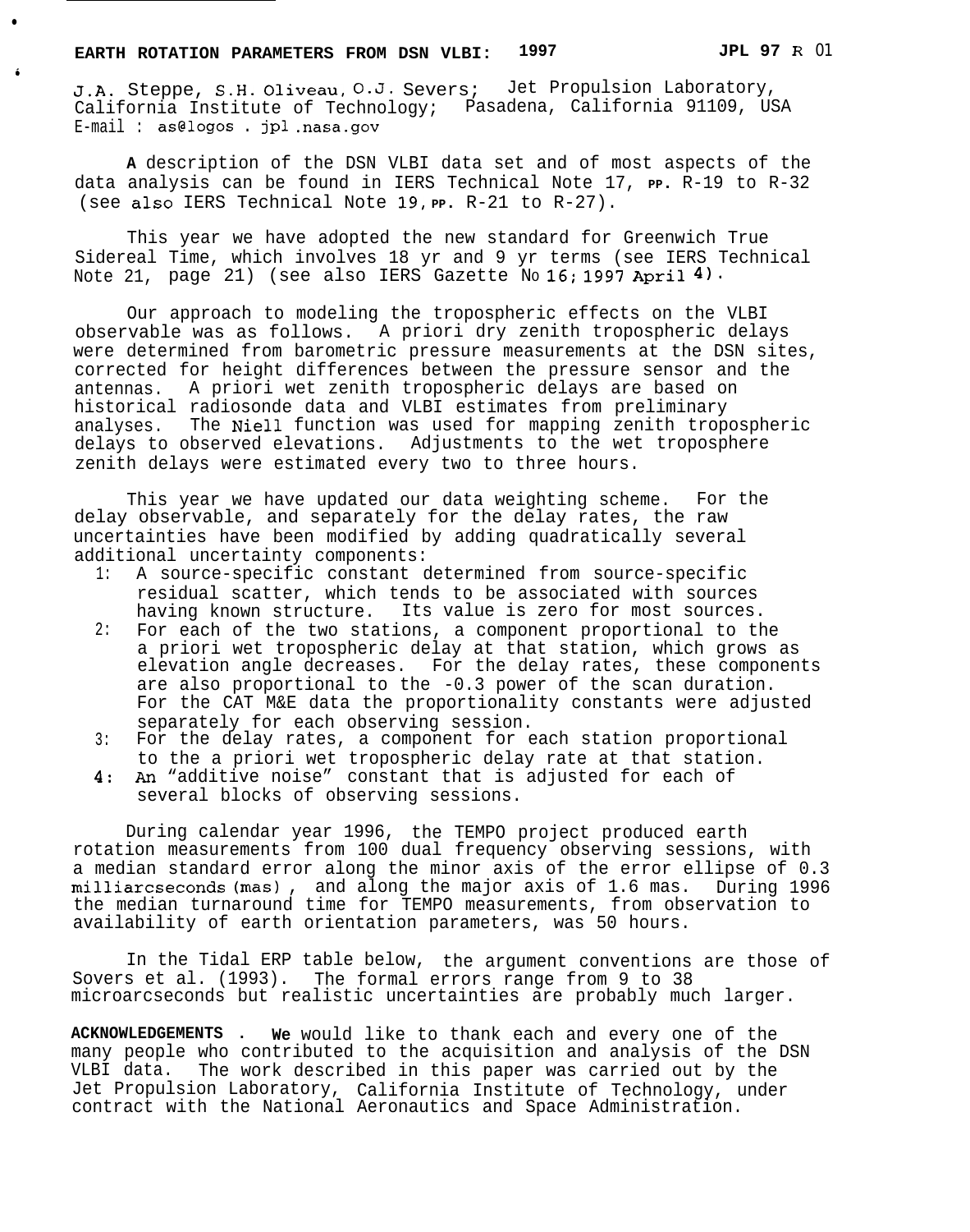# EARTH ROTATION PARAMETERS FROM DSN VLBI: 1997

JPL 97 R 01

J.A. Steppe, S.H. Oliveau, O.J. Severs; Jet Propulsion Laboratory, California Institute of Technology; Pasadena, California 91109, USA
E-mail : as@logos . jpl .nasa.gov

A description of the DSN VLBI data set and of most aspects of the data analysis can be found in IERS Technical Note 17, PP. R-19 to R-32 (see also IERS Technical Note 19, PP. R-21 to R-27).

This year we have adopted the new standard for Greenwich True Sidereal Time, which involves 18 yr and 9 yr terms (see IERS Technical Note 21, page 21) (see also IERS Gazette No 16; 1997 April 4).

Our approach to modeling the tropospheric effects on the VLBI observable was as follows. A priori dry zenith tropospheric delays were determined from barometric pressure measurements at the DSN sites, corrected for height differences between the pressure sensor and the antennas. A priori wet zenith tropospheric delays are based on historical radiosonde data and VLBI estimates from preliminary analyses. The Niell function was used for mapping zenith tropospheric delays to observed elevations. Adjustments to the wet troposphere zenith delays were estimated every two to three hours.

This year we have updated our data weighting scheme. For the delay observable, and separately for the delay rates, the raw uncertainties have been modified by adding quadratically several additional uncertainty components:

1: A source-specific constant determined from source-specific residual scatter, which tends to be associated with sources having known structure. Its value is zero for most sources.
2: For each of the two stations, a component proportional to the a priori wet tropospheric delay at that station, which grows as elevation angle decreases. For the delay rates, these components are also proportional to the -0.3 power of the scan duration. For the CAT M&E data the proportionality constants were adjusted separately for each observing session.
3: For the delay rates, a component for each station proportional to the a priori wet tropospheric delay rate at that station.
4: An "additive noise" constant that is adjusted for each of several blocks of observing sessions.

During calendar year 1996, the TEMPO project produced earth rotation measurements from 100 dual frequency observing sessions, with a median standard error along the minor axis of the error ellipse of 0.3 milliarcseconds (mas) , and along the major axis of 1.6 mas. During 1996 the median turnaround time for TEMPO measurements, from observation to availability of earth orientation parameters, was 50 hours.

In the Tidal ERP table below, the argument conventions are those of Sovers et al. (1993). The formal errors range from 9 to 38 microarcseconds but realistic uncertainties are probably much larger.

**ACKNOWLEDGEMENTS . We** would like to thank each and every one of the many people who contributed to the acquisition and analysis of the DSN VLBI data. The work described in this paper was carried out by the Jet Propulsion Laboratory, California Institute of Technology, under contract with the National Aeronautics and Space Administration.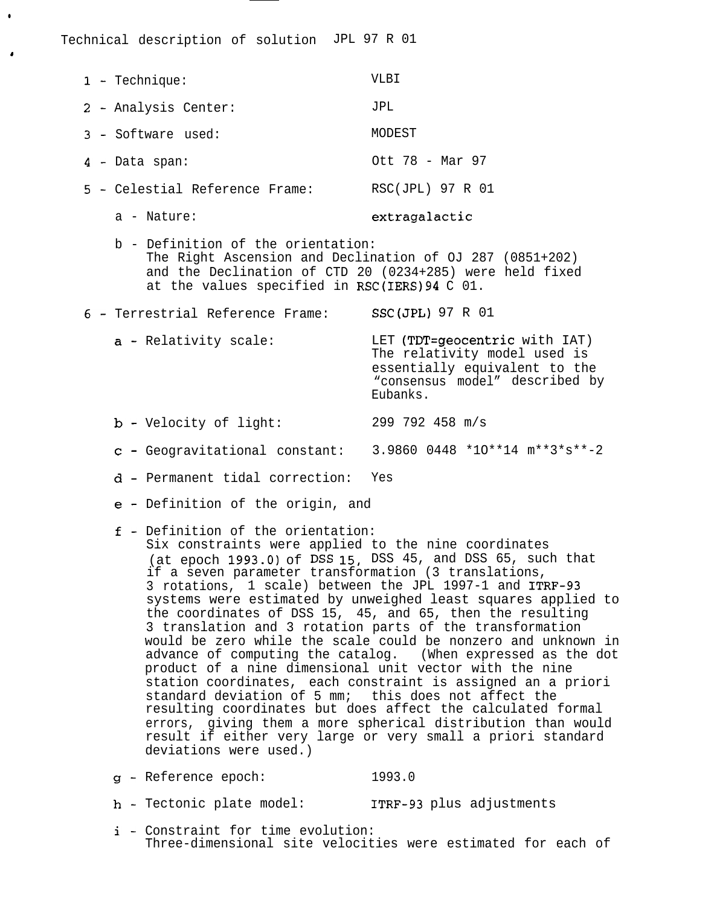Technical description of solution JPL 97 R 01

1 - Technique: VLBI

2 - Analysis Center: JPL

3 - Software used: MODEST

4 - Data span: Ott 78 - Mar 97

5 - Celestial Reference Frame: RSC(JPL) 97 R 01

   a - Nature: extragalactic

   b - Definition of the orientation:
   The Right Ascension and Declination of OJ 287 (0851+202) and the Declination of CTD 20 (0234+285) were held fixed at the values specified in RSC(IERS)94 C 01.

6 - Terrestrial Reference Frame: SSC(JPL) 97 R 01

   a - Relativity scale: LET (TDT=geocentric with IAT) The relativity model used is essentially equivalent to the "consensus model" described by Eubanks.

   b - Velocity of light: 299 792 458 m/s

   c - Geogravitational constant: 3.9860 0448 *1O**14 m**3*s**-2

   d - Permanent tidal correction: Yes

   e - Definition of the origin, and

   f - Definition of the orientation:
   Six constraints were applied to the nine coordinates (at epoch 1993.0) of DSS 15, DSS 45, and DSS 65, such that if a seven parameter transformation (3 translations, 3 rotations, 1 scale) between the JPL 1997-1 and ITRF-93 systems were estimated by unweighed least squares applied to the coordinates of DSS 15, 45, and 65, then the resulting 3 translation and 3 rotation parts of the transformation would be zero while the scale could be nonzero and unknown in advance of computing the catalog. (When expressed as the dot product of a nine dimensional unit vector with the nine station coordinates, each constraint is assigned an a priori standard deviation of 5 mm; this does not affect the resulting coordinates but does affect the calculated formal errors, giving them a more spherical distribution than would result if either very large or very small a priori standard deviations were used.)

   g - Reference epoch: 1993.0

   h - Tectonic plate model: ITRF-93 plus adjustments

   i - Constraint for time evolution:
   Three-dimensional site velocities were estimated for each of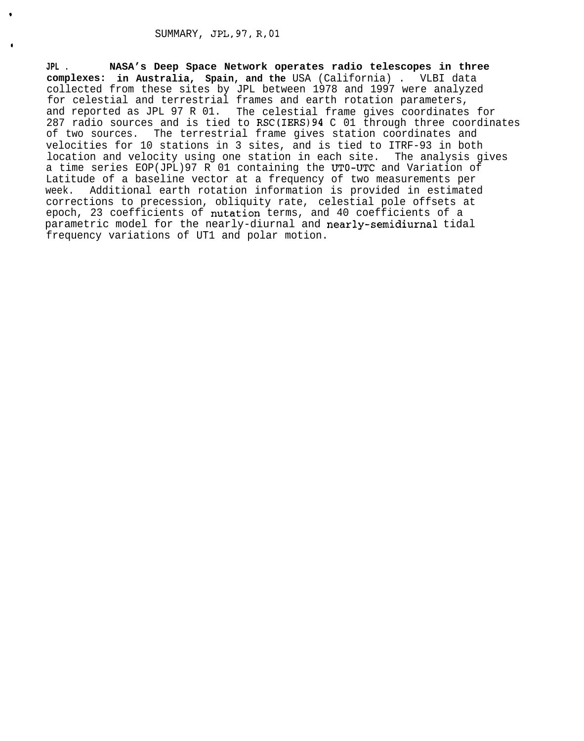SUMMARY, JPL,97, R,01

**JPL . NASA's Deep Space Network operates radio telescopes in three complexes: in Australia, Spain, and the** USA (California) . VLBI data collected from these sites by JPL between 1978 and 1997 were analyzed for celestial and terrestrial frames and earth rotation parameters, and reported as JPL 97 R 01. The celestial frame gives coordinates for 287 radio sources and is tied to RSC(IERS)94 C 01 through three coordinates of two sources. The terrestrial frame gives station coordinates and velocities for 10 stations in 3 sites, and is tied to ITRF-93 in both location and velocity using one station in each site. The analysis gives a time series EOP(JPL)97 R 01 containing the UT0-UTC and Variation of Latitude of a baseline vector at a frequency of two measurements per week. Additional earth rotation information is provided in estimated corrections to precession, obliquity rate, celestial pole offsets at epoch, 23 coefficients of nutation terms, and 40 coefficients of a parametric model for the nearly-diurnal and nearly-semidiurnal tidal frequency variations of UT1 and polar motion.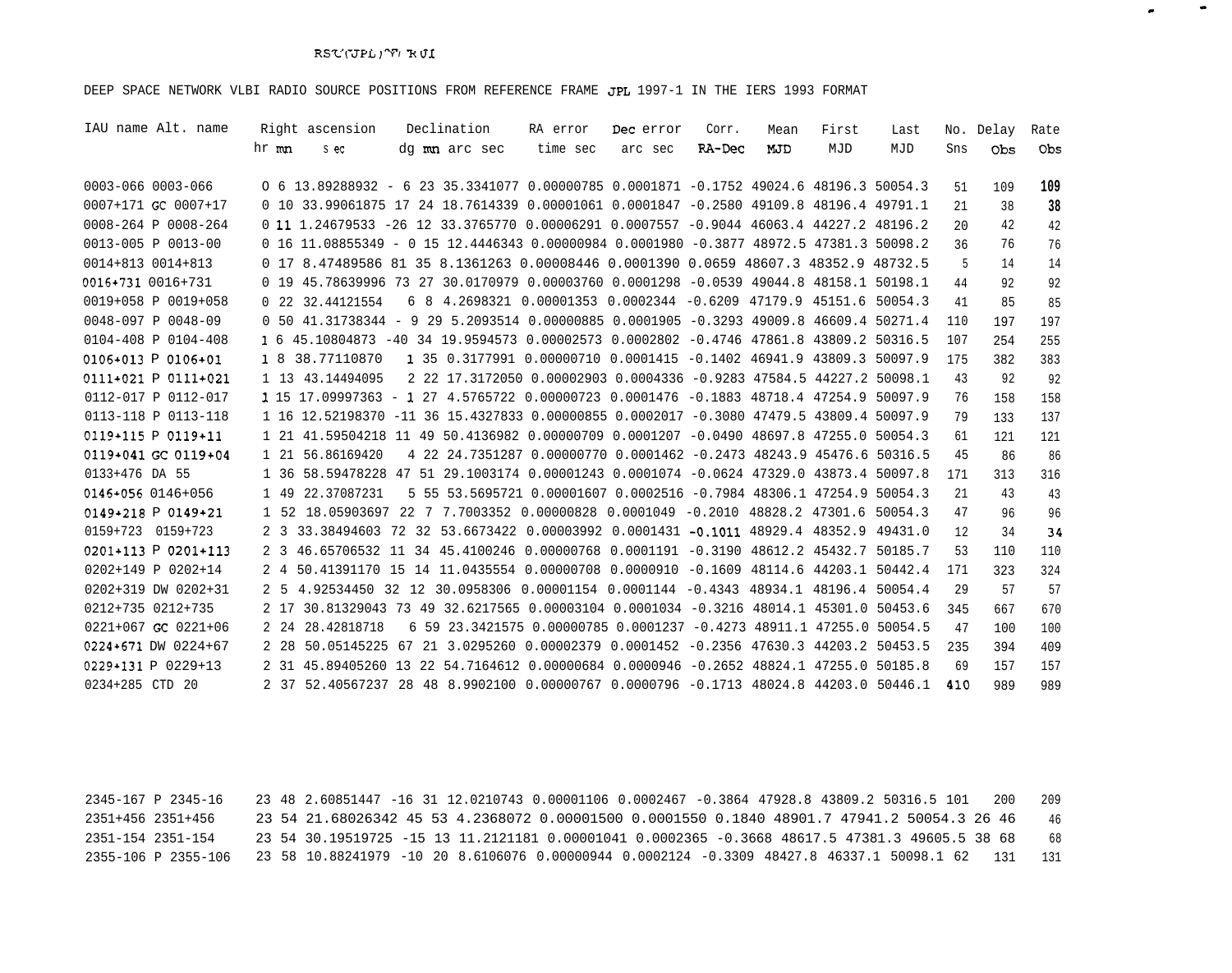RSU(JPL)^7/ R UI

DEEP SPACE NETWORK VLBI RADIO SOURCE POSITIONS FROM REFERENCE FRAME JPL 1997-1 IN THE IERS 1993 FORMAT

| IAU name | Alt. name | Right ascension hr mn sec | Declination dg mn arc sec | RA error time sec | Dec error arc sec | Corr. RA-Dec | Mean MJD | First MJD | Last MJD | No. Sns | Delay Obs | Rate Obs |
|---|---|---|---|---|---|---|---|---|---|---|---|---|
| 0003-066 | 0003-066 | 0 6 13.89288932 | - 6 23 35.3341077 | 0.00000785 | 0.0001871 | -0.1752 | 49024.6 | 48196.3 | 50054.3 | 51 | 109 | 109 |
| 0007+171 | GC 0007+17 | 0 10 33.99061875 | 17 24 18.7614339 | 0.00001061 | 0.0001847 | -0.2580 | 49109.8 | 48196.4 | 49791.1 | 21 | 38 | 38 |
| 0008-264 | P 0008-264 | 0 11 1.24679533 | -26 12 33.3765770 | 0.00006291 | 0.0007557 | -0.9044 | 46063.4 | 44227.2 | 48196.2 | 20 | 42 | 42 |
| 0013-005 | P 0013-00 | 0 16 11.08855349 | - 0 15 12.4446343 | 0.00000984 | 0.0001980 | -0.3877 | 48972.5 | 47381.3 | 50098.2 | 36 | 76 | 76 |
| 0014+813 | 0014+813 | 0 17 8.47489586 | 81 35 8.1361263 | 0.00008446 | 0.0001390 | 0.0659 | 48607.3 | 48352.9 | 48732.5 | 5 | 14 | 14 |
| 0016+731 | 0016+731 | 0 19 45.78639996 | 73 27 30.0170979 | 0.00003760 | 0.0001298 | -0.0539 | 49044.8 | 48158.1 | 50198.1 | 44 | 92 | 92 |
| 0019+058 | P 0019+058 | 0 22 32.44121554 | 6 8 4.2698321 | 0.00001353 | 0.0002344 | -0.6209 | 47179.9 | 45151.6 | 50054.3 | 41 | 85 | 85 |
| 0048-097 | P 0048-09 | 0 50 41.31738344 | - 9 29 5.2093514 | 0.00000885 | 0.0001905 | -0.3293 | 49009.8 | 46609.4 | 50271.4 | 110 | 197 | 197 |
| 0104-408 | P 0104-408 | 1 6 45.10804873 | -40 34 19.9594573 | 0.00002573 | 0.0002802 | -0.4746 | 47861.8 | 43809.2 | 50316.5 | 107 | 254 | 255 |
| 0106+013 | P 0106+01 | 1 8 38.77110870 | 1 35 0.3177991 | 0.00000710 | 0.0001415 | -0.1402 | 46941.9 | 43809.3 | 50097.9 | 175 | 382 | 383 |
| 0111+021 | P 0111+021 | 1 13 43.14494095 | 2 22 17.3172050 | 0.00002903 | 0.0004336 | -0.9283 | 47584.5 | 44227.2 | 50098.1 | 43 | 92 | 92 |
| 0112-017 | P 0112-017 | 1 15 17.09997363 | - 1 27 4.5765722 | 0.00000723 | 0.0001476 | -0.1883 | 48718.4 | 47254.9 | 50097.9 | 76 | 158 | 158 |
| 0113-118 | P 0113-118 | 1 16 12.52198370 | -11 36 15.4327833 | 0.00000855 | 0.0002017 | -0.3080 | 47479.5 | 43809.4 | 50097.9 | 79 | 133 | 137 |
| 0119+115 | P 0119+11 | 1 21 41.59504218 | 11 49 50.4136982 | 0.00000709 | 0.0001207 | -0.0490 | 48697.8 | 47255.0 | 50054.3 | 61 | 121 | 121 |
| 0119+041 | GC 0119+04 | 1 21 56.86169420 | 4 22 24.7351287 | 0.00000770 | 0.0001462 | -0.2473 | 48243.9 | 45476.6 | 50316.5 | 45 | 86 | 86 |
| 0133+476 | DA 55 | 1 36 58.59478228 | 47 51 29.1003174 | 0.00001243 | 0.0001074 | -0.0624 | 47329.0 | 43873.4 | 50097.8 | 171 | 313 | 316 |
| 0146+056 | 0146+056 | 1 49 22.37087231 | 5 55 53.5695721 | 0.00001607 | 0.0002516 | -0.7984 | 48306.1 | 47254.9 | 50054.3 | 21 | 43 | 43 |
| 0149+218 | P 0149+21 | 1 52 18.05903697 | 22 7 7.7003352 | 0.00000828 | 0.0001049 | -0.2010 | 48828.2 | 47301.6 | 50054.3 | 47 | 96 | 96 |
| 0159+723 | 0159+723 | 2 3 33.38494603 | 72 32 53.6673422 | 0.00003992 | 0.0001431 | -0.1011 | 48929.4 | 48352.9 | 49431.0 | 12 | 34 | 34 |
| 0201+113 | P 0201+113 | 2 3 46.65706532 | 11 34 45.4100246 | 0.00000768 | 0.0001191 | -0.3190 | 48612.2 | 45432.7 | 50185.7 | 53 | 110 | 110 |
| 0202+149 | P 0202+14 | 2 4 50.41391170 | 15 14 11.0435554 | 0.00000708 | 0.0000910 | -0.1609 | 48114.6 | 44203.1 | 50442.4 | 171 | 323 | 324 |
| 0202+319 | DW 0202+31 | 2 5 4.92534450 | 32 12 30.0958306 | 0.00001154 | 0.0001144 | -0.4343 | 48934.1 | 48196.4 | 50054.4 | 29 | 57 | 57 |
| 0212+735 | 0212+735 | 2 17 30.81329043 | 73 49 32.6217565 | 0.00003104 | 0.0001034 | -0.3216 | 48014.1 | 45301.0 | 50453.6 | 345 | 667 | 670 |
| 0221+067 | GC 0221+06 | 2 24 28.42818718 | 6 59 23.3421575 | 0.00000785 | 0.0001237 | -0.4273 | 48911.1 | 47255.0 | 50054.5 | 47 | 100 | 100 |
| 0224+671 | DW 0224+67 | 2 28 50.05145225 | 67 21 3.0295260 | 0.00002379 | 0.0001452 | -0.2356 | 47630.3 | 44203.2 | 50453.5 | 235 | 394 | 409 |
| 0229+131 | P 0229+13 | 2 31 45.89405260 | 13 22 54.7164612 | 0.00000684 | 0.0000946 | -0.2652 | 48824.1 | 47255.0 | 50185.8 | 69 | 157 | 157 |
| 0234+285 | CTD 20 | 2 37 52.40567237 | 28 48 8.9902100 | 0.00000767 | 0.0000796 | -0.1713 | 48024.8 | 44203.0 | 50446.1 | 410 | 989 | 989 |
| 2345-167 | P 2345-16 | 23 48 2.60851447 | -16 31 12.0210743 | 0.00001106 | 0.0002467 | -0.3864 | 47928.8 | 43809.2 | 50316.5 | 101 | 200 | 209 |
| 2351+456 | 2351+456 | 23 54 21.68026342 | 45 53 4.2368072 | 0.00001500 | 0.0001550 | 0.1840 | 48901.7 | 47941.2 | 50054.3 | 26 | 46 | 46 |
| 2351-154 | 2351-154 | 23 54 30.19519725 | -15 13 11.2121181 | 0.00001041 | 0.0002365 | -0.3668 | 48617.5 | 47381.3 | 49605.5 | 38 | 68 | 68 |
| 2355-106 | P 2355-106 | 23 58 10.88241979 | -10 20 8.6106076 | 0.00000944 | 0.0002124 | -0.3309 | 48427.8 | 46337.1 | 50098.1 | 62 | 131 | 131 |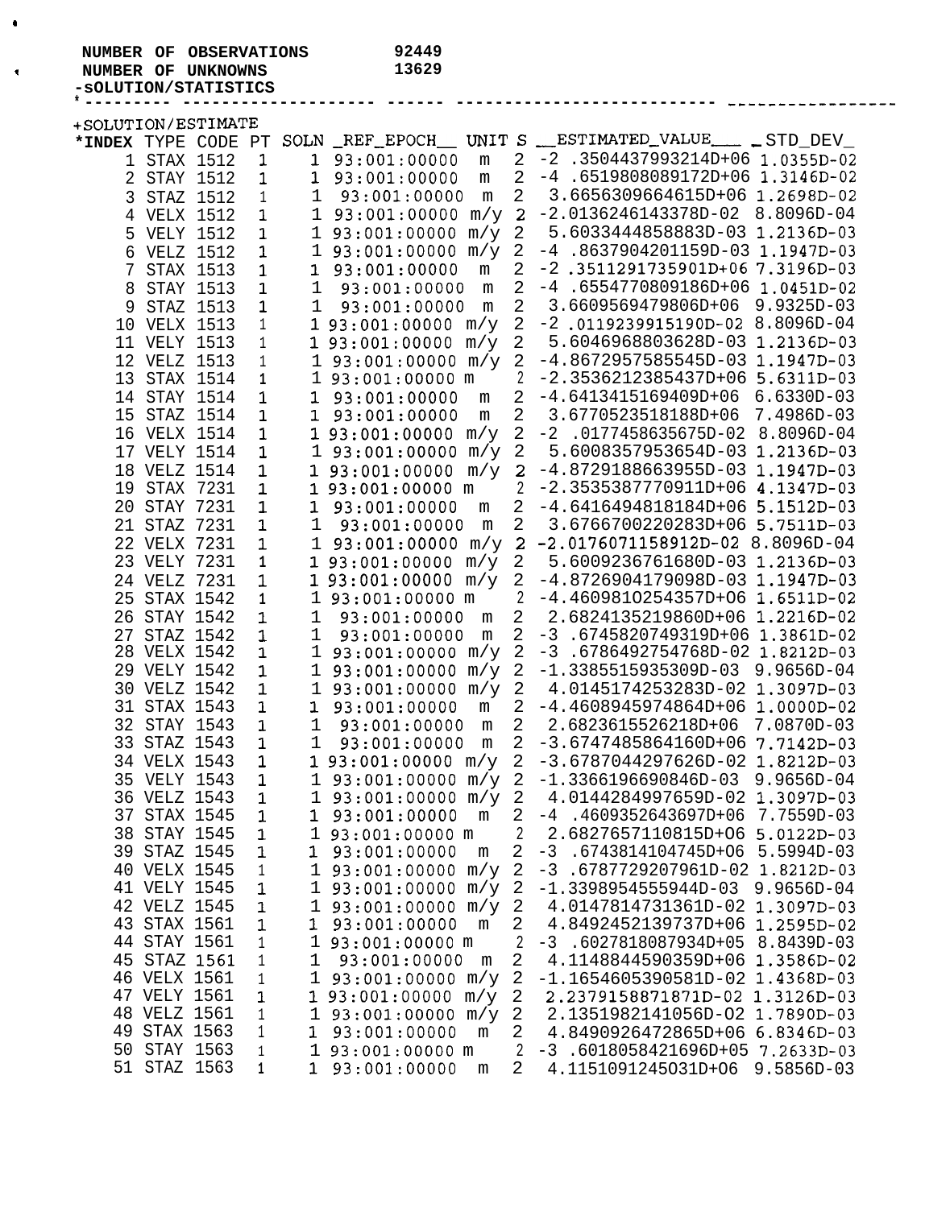```
 NUMBER OF OBSERVATIONS         92449
 NUMBER OF UNKNOWNS             13629
-SOLUTION/STATISTICS
*--------- ------------------- ------ -------------------------- ----------------

+SOLUTION/ESTIMATE
*INDEX TYPE CODE PT SOLN _REF_EPOCH__ UNIT S __ESTIMATED_VALUE___ _STD_DEV_
     1 STAX 1512  1    1 93:001:00000  m   2 -2 .3504437993214D+06 1.0355D-02
     2 STAY 1512  1    1 93:001:00000  m   2 -4 .6519808089172D+06 1.3146D-02
     3 STAZ 1512  1    1 93:001:00000  m   2  3.6656309664615D+06 1.2698D-02
     4 VELX 1512  1    1 93:001:00000 m/y  2 -2.0136246143378D-02  8.8096D-04
     5 VELY 1512  1    1 93:001:00000 m/y  2  5.6033444858883D-03 1.2136D-03
     6 VELZ 1512  1    1 93:001:00000 m/y  2 -4 .8637904201159D-03 1.1947D-03
     7 STAX 1513  1    1 93:001:00000  m   2 -2 .3511291735901D+06 7.3196D-03
     8 STAY 1513  1    1 93:001:00000  m   2 -4 .6554770809186D+06 1.0451D-02
     9 STAZ 1513  1    1 93:001:00000  m   2  3.6609569479806D+06  9.9325D-03
    10 VELX 1513  1    1 93:001:00000 m/y  2 -2 .0119239915190D-02 8.8096D-04
    11 VELY 1513  1    1 93:001:00000 m/y  2  5.6046968803628D-03 1.2136D-03
    12 VELZ 1513  1    1 93:001:00000 m/y  2 -4.8672957585545D-03 1.1947D-03
    13 STAX 1514  1    1 93:001:00000 m    2 -2.3536212385437D+06 5.6311D-03
    14 STAY 1514  1    1 93:001:00000  m   2 -4.6413415169409D+06  6.6330D-03
    15 STAZ 1514  1    1 93:001:00000  m   2  3.6770523518188D+06  7.4986D-03
    16 VELX 1514  1    1 93:001:00000 m/y  2 -2  .0177458635675D-02 8.8096D-04
    17 VELY 1514  1    1 93:001:00000 m/y  2  5.6008357953654D-03 1.2136D-03
    18 VELZ 1514  1    1 93:001:00000 m/y  2 -4.8729188663955D-03 1.1947D-03
    19 STAX 7231  1    1 93:001:00000 m    2 -2.3535387770911D+06 4.1347D-03
    20 STAY 7231  1    1 93:001:00000  m   2 -4.6416494818184D+06 5.1512D-03
    21 STAZ 7231  1    1 93:001:00000  m   2  3.6766700220283D+06 5.7511D-03
    22 VELX 7231  1    1 93:001:00000 m/y  2 -2.0176071158912D-02 8.8096D-04
    23 VELY 7231  1    1 93:001:00000 m/y  2  5.6009236761680D-03 1.2136D-03
    24 VELZ 7231  1    1 93:001:00000 m/y  2 -4.8726904179098D-03 1.1947D-03
    25 STAX 1542  1    1 93:001:00000 m    2 -4.4609810254357D+06 1.6511D-02
    26 STAY 1542  1    1 93:001:00000  m   2  2.6824135219860D+06 1.2216D-02
    27 STAZ 1542  1    1 93:001:00000  m   2 -3 .6745820749319D+06 1.3861D-02
    28 VELX 1542  1    1 93:001:00000 m/y  2 -3 .6786492754768D-02 1.8212D-03
    29 VELY 1542  1    1 93:001:00000 m/y  2 -1.3385515935309D-03  9.9656D-04
    30 VELZ 1542  1    1 93:001:00000 m/y  2  4.0145174253283D-02 1.3097D-03
    31 STAX 1543  1    1 93:001:00000  m   2 -4.4608945974864D+06 1.0000D-02
    32 STAY 1543  1    1 93:001:00000  m   2  2.6823615526218D+06  7.0870D-03
    33 STAZ 1543  1    1 93:001:00000  m   2 -3.6747485864160D+06 7.7142D-03
    34 VELX 1543  1    1 93:001:00000 m/y  2 -3.6787044297626D-02 1.8212D-03
    35 VELY 1543  1    1 93:001:00000 m/y  2 -1.3366196690846D-03  9.9656D-04
    36 VELZ 1543  1    1 93:001:00000 m/y  2  4.0144284997659D-02 1.3097D-03
    37 STAX 1545  1    1 93:001:00000  m   2 -4  .4609352643697D+06 7.7559D-03
    38 STAY 1545  1    1 93:001:00000 m    2  2.6827657110815D+06 5.0122D-03
    39 STAZ 1545  1    1 93:001:00000  m   2 -3  .6743814104745D+06  5.5994D-03
    40 VELX 1545  1    1 93:001:00000 m/y  2 -3  .6787729207961D-02 1.8212D-03
    41 VELY 1545  1    1 93:001:00000 m/y  2 -1.3398954555944D-03  9.9656D-04
    42 VELZ 1545  1    1 93:001:00000 m/y  2  4.0147814731361D-02 1.3097D-03
    43 STAX 1561  1    1 93:001:00000  m   2  4.8492452139737D+06 1.2595D-02
    44 STAY 1561  1    1 93:001:00000 m    2 -3  .6027818087934D+05 8.8439D-03
    45 STAZ 1561  1    1 93:001:00000  m   2  4.1148844590359D+06 1.3586D-02
    46 VELX 1561  1    1 93:001:00000 m/y  2 -1.1654605390581D-02 1.4368D-03
    47 VELY 1561  1    1 93:001:00000 m/y  2  2.2379158871871D-02 1.3126D-03
    48 VELZ 1561  1    1 93:001:00000 m/y  2  2.1351982141056D-02 1.7890D-03
    49 STAX 1563  1    1 93:001:00000  m   2  4.8490926472865D+06 6.8346D-03
    50 STAY 1563  1    1 93:001:00000 m    2 -3  .6018058421696D+05 7.2633D-03
    51 STAZ 1563  1    1 93:001:00000  m   2  4.1151091245031D+06  9.5856D-03
```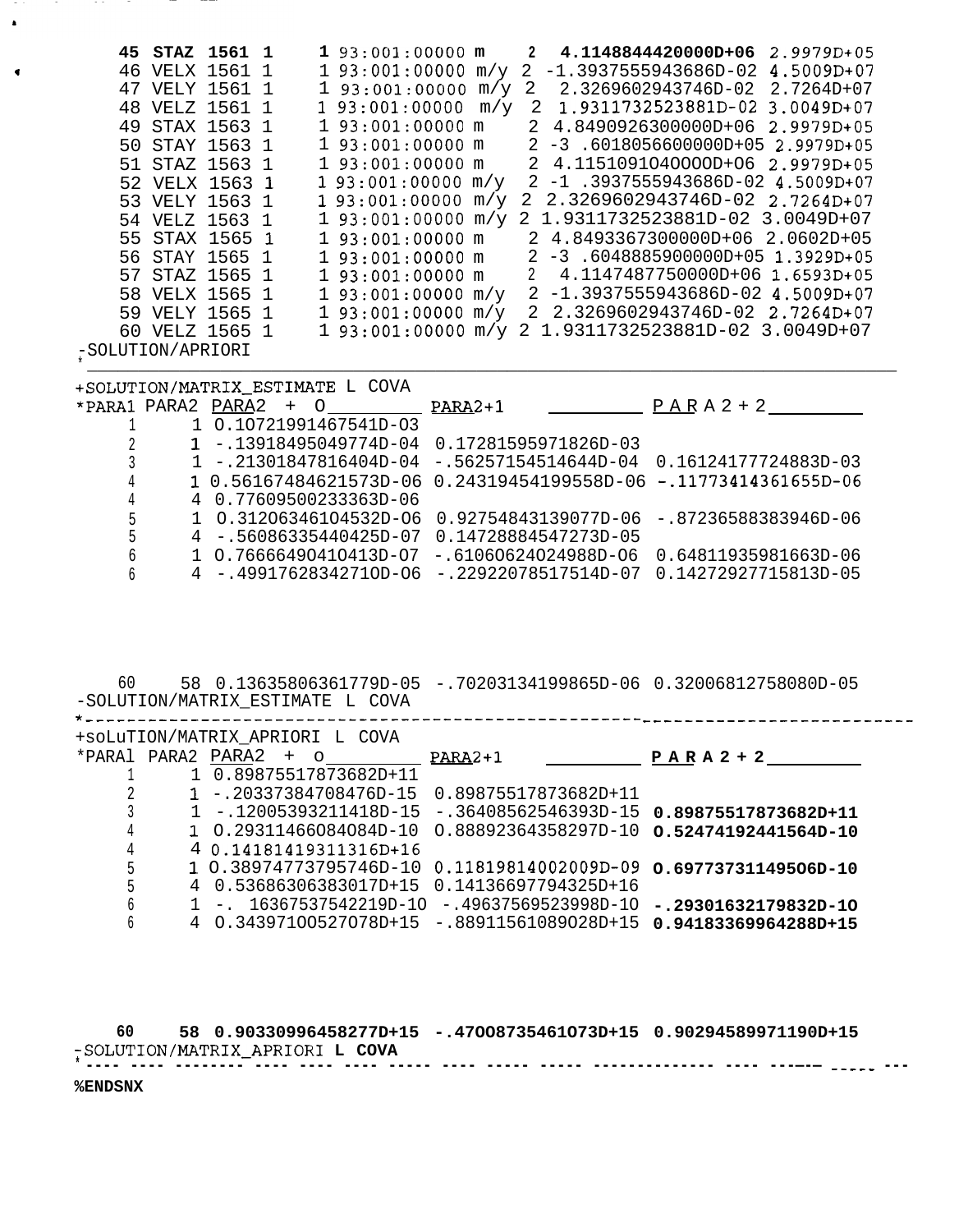```
 45 STAZ 1561 1    1 93:001:00000 m    2  4.1148844420000D+06 2.9979D+05
 46 VELX 1561 1    1 93:001:00000 m/y 2 -1.3937555943686D-02 4.5009D+07
 47 VELY 1561 1    1 93:001:00000 m/y 2  2.3269602943746D-02 2.7264D+07
 48 VELZ 1561 1    1 93:001:00000 m/y 2  1.9311732523881D-02 3.0049D+07
 49 STAX 1563 1    1 93:001:00000 m    2  4.8490926300000D+06 2.9979D+05
 50 STAY 1563 1    1 93:001:00000 m    2 -3 .6018056600000D+05 2.9979D+05
 51 STAZ 1563 1    1 93:001:00000 m    2  4.1151091040000D+06 2.9979D+05
 52 VELX 1563 1    1 93:001:00000 m/y 2 -1 .3937555943686D-02 4.5009D+07
 53 VELY 1563 1    1 93:001:00000 m/y 2  2.3269602943746D-02 2.7264D+07
 54 VELZ 1563 1    1 93:001:00000 m/y 2  1.9311732523881D-02 3.0049D+07
 55 STAX 1565 1    1 93:001:00000 m    2  4.8493367300000D+06 2.0602D+05
 56 STAY 1565 1    1 93:001:00000 m    2 -3 .6048885900000D+05 1.3929D+05
 57 STAZ 1565 1    1 93:001:00000 m    2  4.1147487750000D+06 1.6593D+05
 58 VELX 1565 1    1 93:001:00000 m/y 2 -1.3937555943686D-02 4.5009D+07
 59 VELY 1565 1    1 93:001:00000 m/y 2  2.3269602943746D-02 2.7264D+07
 60 VELZ 1565 1    1 93:001:00000 m/y 2  1.9311732523881D-02 3.0049D+07
-SOLUTION/APRIORI
*
+SOLUTION/MATRIX_ESTIMATE L COVA
*PARA1 PARA2 PARA2 + 0            PARA2+1              PARA2+2
     1     1 0.10721991467541D-03
     2     1 -.13918495049774D-04 0.17281595971826D-03
     3     1 -.21301847816404D-04 -.56257154514644D-04 0.16124177724883D-03
     4     1 0.56167484621573D-06 0.24319454199558D-06 -.11773414361655D-06
     4     4 0.77609500233363D-06
     5     1 0.31206346104532D-06 0.92754843139077D-06 -.87236588383946D-06
     5     4 -.56086335440425D-07 0.14728884547273D-05
     6     1 0.76666490410413D-07 -.61060624024988D-06 0.64811935981663D-06
     6     4 -.49917628342710D-06 -.22922078517514D-07 0.14272927715813D-05


    60    58 0.13635806361779D-05 -.70203134199865D-06 0.32006812758080D-05
-SOLUTION/MATRIX_ESTIMATE L COVA
*-------------------------------------------------------------------------------
+SOLUTION/MATRIX_APRIORI L COVA
*PARA1 PARA2 PARA2 + 0            PARA2+1              PARA2+2
     1     1 0.89875517873682D+11
     2     1 -.20337384708476D-15 0.89875517873682D+11
     3     1 -.12005393211418D-15 -.36408562546393D-15 0.89875517873682D+11
     4     1 0.29311466084084D-10 0.88892364358297D-10 0.52474192441564D-10
     4     4 0.14181419311316D+16
     5     1 0.38974773795746D-10 0.11819814002009D-09 0.69773731149506D-10
     5     4 0.53686306383017D+15 0.14136697794325D+16
     6     1 -. 16367537542219D-10 -.49637569523998D-10 -.29301632179832D-10
     6     4 0.34397100527078D+15 -.88911561089028D+15 0.94183369964288D+15


    60    58 0.90330996458277D+15 -.47008735461073D+15 0.90294589971190D+15
-SOLUTION/MATRIX_APRIORI L COVA
*-------------------------------------------------------------------------------
%ENDSNX
```